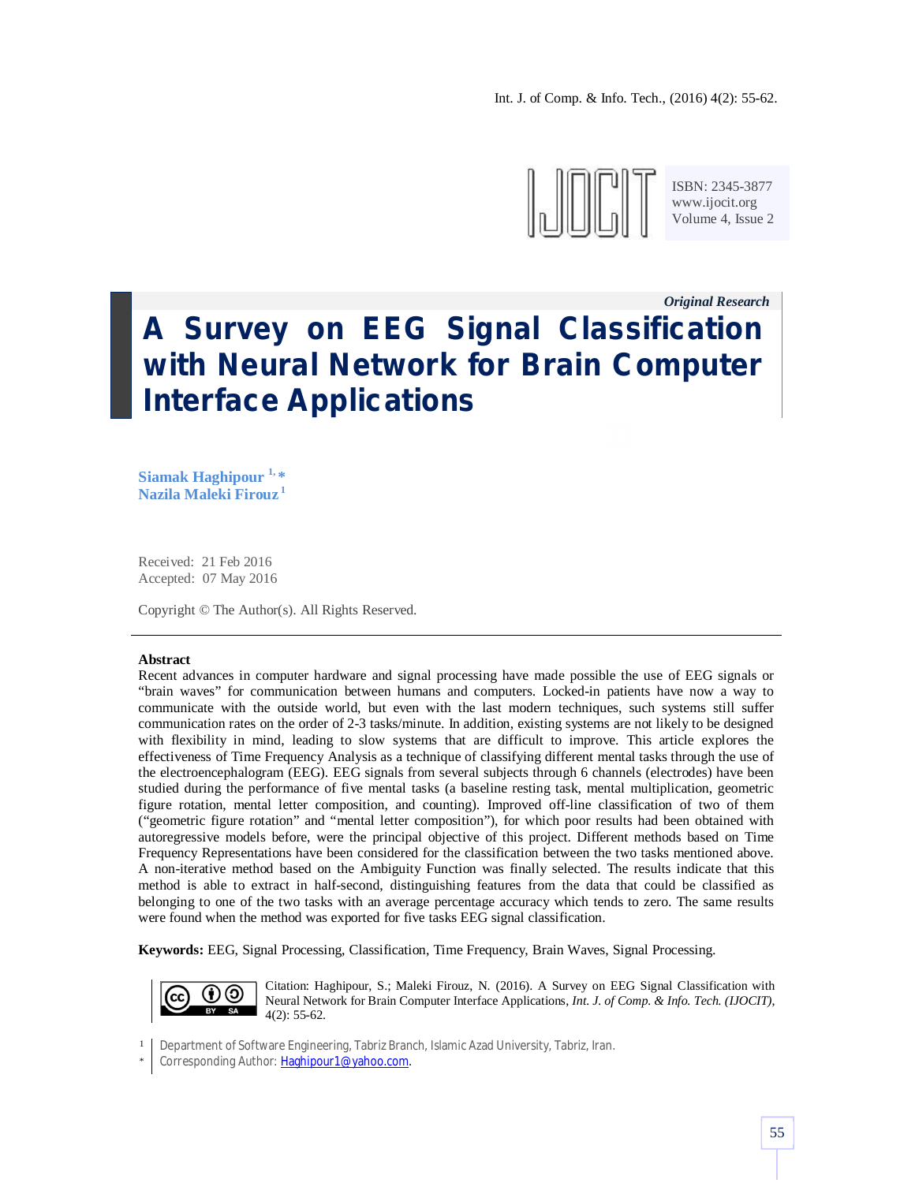*Original Research*

# A Survey on EEG Signal Classification with Neural Network for Brain Computer Interface Applications

**Siamak Haghipour** [1,*]
**Nazila Maleki Firouz** [1]

Received: 21 Feb 2016
Accepted: 07 May 2016

Copyright © The Author(s). All Rights Reserved.

**Abstract**

Recent advances in computer hardware and signal processing have made possible the use of EEG signals or "brain waves" for communication between humans and computers. Locked-in patients have now a way to communicate with the outside world, but even with the last modern techniques, such systems still suffer communication rates on the order of 2-3 tasks/minute. In addition, existing systems are not likely to be designed with flexibility in mind, leading to slow systems that are difficult to improve. This article explores the effectiveness of Time Frequency Analysis as a technique of classifying different mental tasks through the use of the electroencephalogram (EEG). EEG signals from several subjects through 6 channels (electrodes) have been studied during the performance of five mental tasks (a baseline resting task, mental multiplication, geometric figure rotation, mental letter composition, and counting). Improved off-line classification of two of them ("geometric figure rotation" and "mental letter composition"), for which poor results had been obtained with autoregressive models before, were the principal objective of this project. Different methods based on Time Frequency Representations have been considered for the classification between the two tasks mentioned above. A non-iterative method based on the Ambiguity Function was finally selected. The results indicate that this method is able to extract in half-second, distinguishing features from the data that could be classified as belonging to one of the two tasks with an average percentage accuracy which tends to zero. The same results were found when the method was exported for five tasks EEG signal classification.

**Keywords:** EEG, Signal Processing, Classification, Time Frequency, Brain Waves, Signal Processing.

Citation: Haghipour, S.; Maleki Firouz, N. (2016). A Survey on EEG Signal Classification with Neural Network for Brain Computer Interface Applications, *Int. J. of Comp. & Info. Tech. (IJOCIT)*, 4(2): 55-62.

[1] Department of Software Engineering, Tabriz Branch, Islamic Azad University, Tabriz, Iran.
[*] Corresponding Author: Haghipour1@yahoo.com.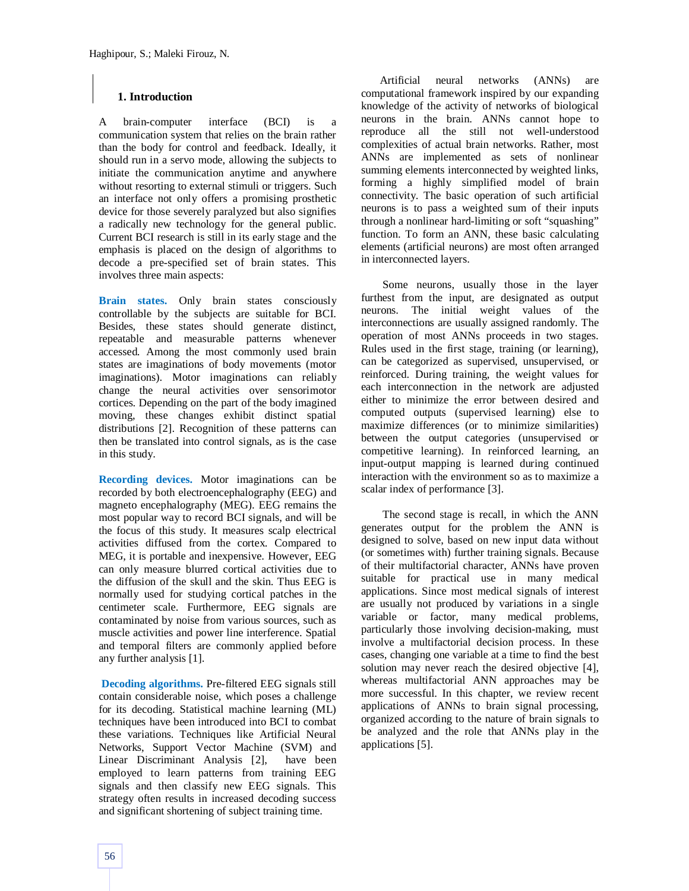## 1. Introduction

A brain-computer interface (BCI) is a communication system that relies on the brain rather than the body for control and feedback. Ideally, it should run in a servo mode, allowing the subjects to initiate the communication anytime and anywhere without resorting to external stimuli or triggers. Such an interface not only offers a promising prosthetic device for those severely paralyzed but also signifies a radically new technology for the general public. Current BCI research is still in its early stage and the emphasis is placed on the design of algorithms to decode a pre-specified set of brain states. This involves three main aspects:

**Brain states.** Only brain states consciously controllable by the subjects are suitable for BCI. Besides, these states should generate distinct, repeatable and measurable patterns whenever accessed. Among the most commonly used brain states are imaginations of body movements (motor imaginations). Motor imaginations can reliably change the neural activities over sensorimotor cortices. Depending on the part of the body imagined moving, these changes exhibit distinct spatial distributions [2]. Recognition of these patterns can then be translated into control signals, as is the case in this study.

**Recording devices.** Motor imaginations can be recorded by both electroencephalography (EEG) and magneto encephalography (MEG). EEG remains the most popular way to record BCI signals, and will be the focus of this study. It measures scalp electrical activities diffused from the cortex. Compared to MEG, it is portable and inexpensive. However, EEG can only measure blurred cortical activities due to the diffusion of the skull and the skin. Thus EEG is normally used for studying cortical patches in the centimeter scale. Furthermore, EEG signals are contaminated by noise from various sources, such as muscle activities and power line interference. Spatial and temporal filters are commonly applied before any further analysis [1].

**Decoding algorithms.** Pre-filtered EEG signals still contain considerable noise, which poses a challenge for its decoding. Statistical machine learning (ML) techniques have been introduced into BCI to combat these variations. Techniques like Artificial Neural Networks, Support Vector Machine (SVM) and Linear Discriminant Analysis [2], have been employed to learn patterns from training EEG signals and then classify new EEG signals. This strategy often results in increased decoding success and significant shortening of subject training time.

Artificial neural networks (ANNs) are computational framework inspired by our expanding knowledge of the activity of networks of biological neurons in the brain. ANNs cannot hope to reproduce all the still not well-understood complexities of actual brain networks. Rather, most ANNs are implemented as sets of nonlinear summing elements interconnected by weighted links, forming a highly simplified model of brain connectivity. The basic operation of such artificial neurons is to pass a weighted sum of their inputs through a nonlinear hard-limiting or soft "squashing" function. To form an ANN, these basic calculating elements (artificial neurons) are most often arranged in interconnected layers.

Some neurons, usually those in the layer furthest from the input, are designated as output neurons. The initial weight values of the interconnections are usually assigned randomly. The operation of most ANNs proceeds in two stages. Rules used in the first stage, training (or learning), can be categorized as supervised, unsupervised, or reinforced. During training, the weight values for each interconnection in the network are adjusted either to minimize the error between desired and computed outputs (supervised learning) else to maximize differences (or to minimize similarities) between the output categories (unsupervised or competitive learning). In reinforced learning, an input-output mapping is learned during continued interaction with the environment so as to maximize a scalar index of performance [3].

The second stage is recall, in which the ANN generates output for the problem the ANN is designed to solve, based on new input data without (or sometimes with) further training signals. Because of their multifactorial character, ANNs have proven suitable for practical use in many medical applications. Since most medical signals of interest are usually not produced by variations in a single variable or factor, many medical problems, particularly those involving decision-making, must involve a multifactorial decision process. In these cases, changing one variable at a time to find the best solution may never reach the desired objective [4], whereas multifactorial ANN approaches may be more successful. In this chapter, we review recent applications of ANNs to brain signal processing, organized according to the nature of brain signals to be analyzed and the role that ANNs play in the applications [5].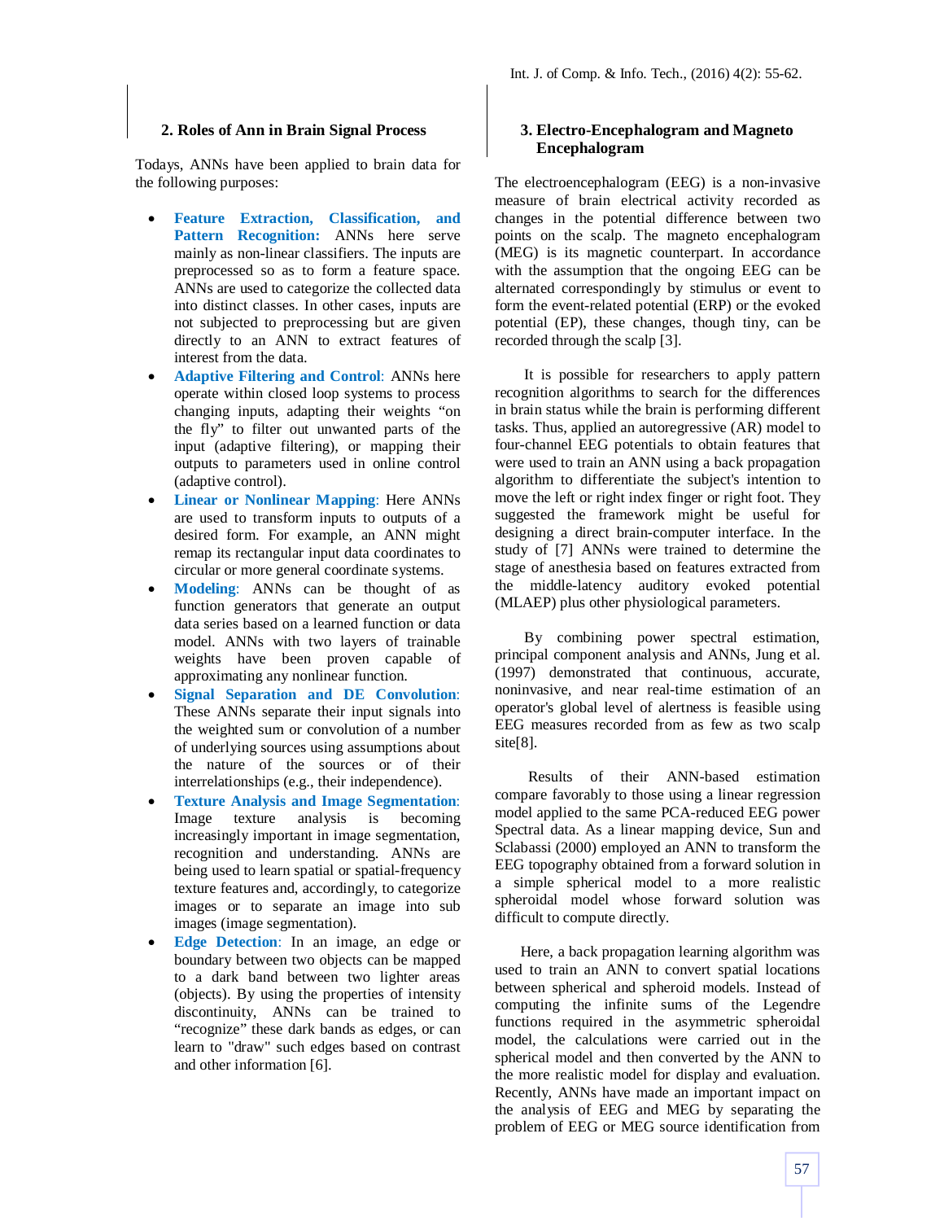## 2. Roles of Ann in Brain Signal Process

Todays, ANNs have been applied to brain data for the following purposes:

- **Feature Extraction, Classification, and Pattern Recognition:** ANNs here serve mainly as non-linear classifiers. The inputs are preprocessed so as to form a feature space. ANNs are used to categorize the collected data into distinct classes. In other cases, inputs are not subjected to preprocessing but are given directly to an ANN to extract features of interest from the data.
- **Adaptive Filtering and Control**: ANNs here operate within closed loop systems to process changing inputs, adapting their weights "on the fly" to filter out unwanted parts of the input (adaptive filtering), or mapping their outputs to parameters used in online control (adaptive control).
- **Linear or Nonlinear Mapping**: Here ANNs are used to transform inputs to outputs of a desired form. For example, an ANN might remap its rectangular input data coordinates to circular or more general coordinate systems.
- **Modeling**: ANNs can be thought of as function generators that generate an output data series based on a learned function or data model. ANNs with two layers of trainable weights have been proven capable of approximating any nonlinear function.
- **Signal Separation and DE Convolution**: These ANNs separate their input signals into the weighted sum or convolution of a number of underlying sources using assumptions about the nature of the sources or of their interrelationships (e.g., their independence).
- **Texture Analysis and Image Segmentation**: Image texture analysis is becoming increasingly important in image segmentation, recognition and understanding. ANNs are being used to learn spatial or spatial-frequency texture features and, accordingly, to categorize images or to separate an image into sub images (image segmentation).
- **Edge Detection**: In an image, an edge or boundary between two objects can be mapped to a dark band between two lighter areas (objects). By using the properties of intensity discontinuity, ANNs can be trained to "recognize" these dark bands as edges, or can learn to "draw" such edges based on contrast and other information [6].

## 3. Electro-Encephalogram and Magneto Encephalogram

The electroencephalogram (EEG) is a non-invasive measure of brain electrical activity recorded as changes in the potential difference between two points on the scalp. The magneto encephalogram (MEG) is its magnetic counterpart. In accordance with the assumption that the ongoing EEG can be alternated correspondingly by stimulus or event to form the event-related potential (ERP) or the evoked potential (EP), these changes, though tiny, can be recorded through the scalp [3].

It is possible for researchers to apply pattern recognition algorithms to search for the differences in brain status while the brain is performing different tasks. Thus, applied an autoregressive (AR) model to four-channel EEG potentials to obtain features that were used to train an ANN using a back propagation algorithm to differentiate the subject's intention to move the left or right index finger or right foot. They suggested the framework might be useful for designing a direct brain-computer interface. In the study of [7] ANNs were trained to determine the stage of anesthesia based on features extracted from the middle-latency auditory evoked potential (MLAEP) plus other physiological parameters.

By combining power spectral estimation, principal component analysis and ANNs, Jung et al. (1997) demonstrated that continuous, accurate, noninvasive, and near real-time estimation of an operator's global level of alertness is feasible using EEG measures recorded from as few as two scalp site[8].

Results of their ANN-based estimation compare favorably to those using a linear regression model applied to the same PCA-reduced EEG power Spectral data. As a linear mapping device, Sun and Sclabassi (2000) employed an ANN to transform the EEG topography obtained from a forward solution in a simple spherical model to a more realistic spheroidal model whose forward solution was difficult to compute directly.

Here, a back propagation learning algorithm was used to train an ANN to convert spatial locations between spherical and spheroid models. Instead of computing the infinite sums of the Legendre functions required in the asymmetric spheroidal model, the calculations were carried out in the spherical model and then converted by the ANN to the more realistic model for display and evaluation. Recently, ANNs have made an important impact on the analysis of EEG and MEG by separating the problem of EEG or MEG source identification from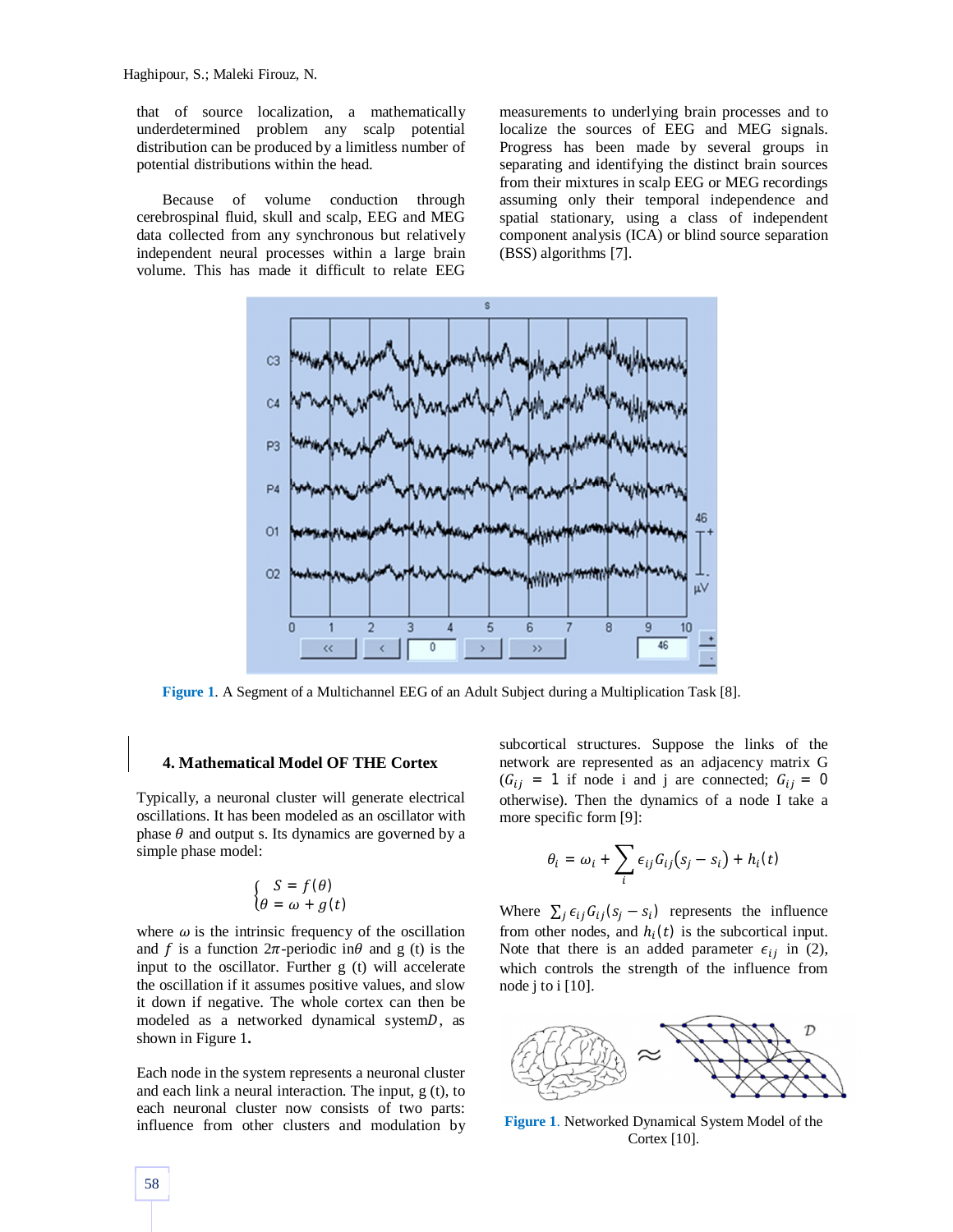that of source localization, a mathematically underdetermined problem any scalp potential distribution can be produced by a limitless number of potential distributions within the head.

Because of volume conduction through cerebrospinal fluid, skull and scalp, EEG and MEG data collected from any synchronous but relatively independent neural processes within a large brain volume. This has made it difficult to relate EEG measurements to underlying brain processes and to localize the sources of EEG and MEG signals. Progress has been made by several groups in separating and identifying the distinct brain sources from their mixtures in scalp EEG or MEG recordings assuming only their temporal independence and spatial stationary, using a class of independent component analysis (ICA) or blind source separation (BSS) algorithms [7].

**Figure 1**. A Segment of a Multichannel EEG of an Adult Subject during a Multiplication Task [8].

## 4. Mathematical Model OF THE Cortex

Typically, a neuronal cluster will generate electrical oscillations. It has been modeled as an oscillator with phase $\theta$ and output s. Its dynamics are governed by a simple phase model:

$$\begin{cases} S = f(\theta) \\ \theta = \omega + g(t) \end{cases}$$

where $\omega$ is the intrinsic frequency of the oscillation and $f$ is a function $2\pi$-periodic in$\theta$ and g (t) is the input to the oscillator. Further g (t) will accelerate the oscillation if it assumes positive values, and slow it down if negative. The whole cortex can then be modeled as a networked dynamical system$D$, as shown in Figure 1**.**

Each node in the system represents a neuronal cluster and each link a neural interaction. The input, g (t), to each neuronal cluster now consists of two parts: influence from other clusters and modulation by subcortical structures. Suppose the links of the network are represented as an adjacency matrix G ($G_{ij} = 1$ if node i and j are connected; $G_{ij} = 0$ otherwise). Then the dynamics of a node I take a more specific form [9]:

$$\theta_i = \omega_i + \sum_i \epsilon_{ij} G_{ij}(s_j - s_i) + h_i(t)$$

Where $\sum_j \epsilon_{ij} G_{ij}(s_j - s_i)$ represents the influence from other nodes, and $h_i(t)$ is the subcortical input. Note that there is an added parameter $\epsilon_{ij}$ in (2), which controls the strength of the influence from node j to i [10].

**Figure 1**. Networked Dynamical System Model of the Cortex [10].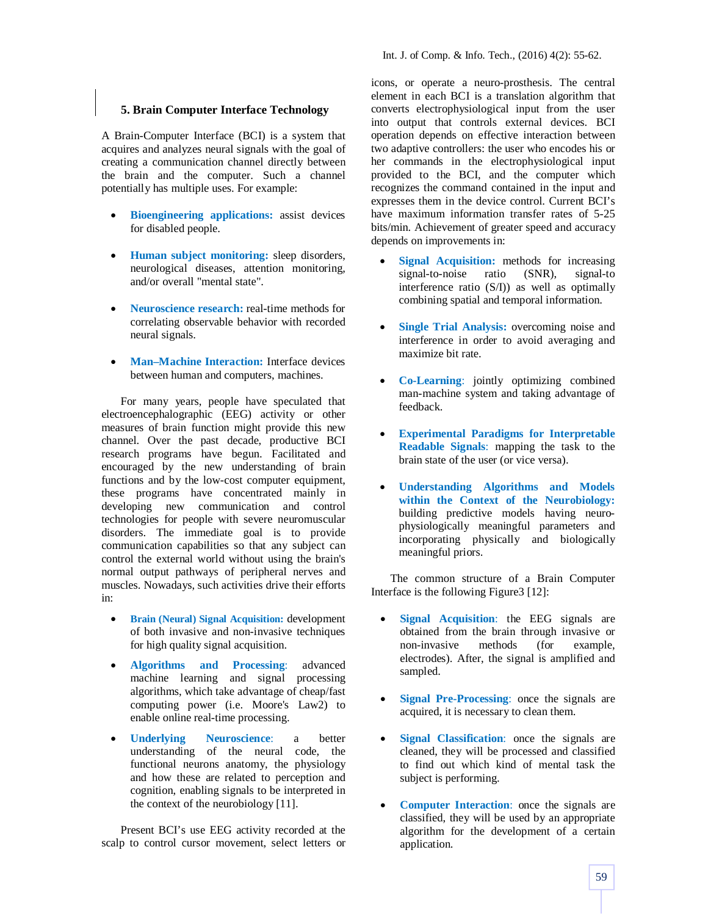## 5. Brain Computer Interface Technology

A Brain-Computer Interface (BCI) is a system that acquires and analyzes neural signals with the goal of creating a communication channel directly between the brain and the computer. Such a channel potentially has multiple uses. For example:

- **Bioengineering applications:** assist devices for disabled people.
- **Human subject monitoring:** sleep disorders, neurological diseases, attention monitoring, and/or overall "mental state".
- **Neuroscience research:** real-time methods for correlating observable behavior with recorded neural signals.
- **Man–Machine Interaction:** Interface devices between human and computers, machines.

For many years, people have speculated that electroencephalographic (EEG) activity or other measures of brain function might provide this new channel. Over the past decade, productive BCI research programs have begun. Facilitated and encouraged by the new understanding of brain functions and by the low-cost computer equipment, these programs have concentrated mainly in developing new communication and control technologies for people with severe neuromuscular disorders. The immediate goal is to provide communication capabilities so that any subject can control the external world without using the brain's normal output pathways of peripheral nerves and muscles. Nowadays, such activities drive their efforts in:

- **Brain (Neural) Signal Acquisition:** development of both invasive and non-invasive techniques for high quality signal acquisition.
- **Algorithms and Processing**: advanced machine learning and signal processing algorithms, which take advantage of cheap/fast computing power (i.e. Moore's Law2) to enable online real-time processing.
- **Underlying Neuroscience**: a better understanding of the neural code, the functional neurons anatomy, the physiology and how these are related to perception and cognition, enabling signals to be interpreted in the context of the neurobiology [11].

Present BCI's use EEG activity recorded at the scalp to control cursor movement, select letters or icons, or operate a neuro-prosthesis. The central element in each BCI is a translation algorithm that converts electrophysiological input from the user into output that controls external devices. BCI operation depends on effective interaction between two adaptive controllers: the user who encodes his or her commands in the electrophysiological input provided to the BCI, and the computer which recognizes the command contained in the input and expresses them in the device control. Current BCI's have maximum information transfer rates of 5-25 bits/min. Achievement of greater speed and accuracy depends on improvements in:

- **Signal Acquisition:** methods for increasing signal-to-noise ratio (SNR), signal-to interference ratio (S/I)) as well as optimally combining spatial and temporal information.
- **Single Trial Analysis:** overcoming noise and interference in order to avoid averaging and maximize bit rate.
- **Co-Learning**: jointly optimizing combined man-machine system and taking advantage of feedback.
- **Experimental Paradigms for Interpretable Readable Signals**: mapping the task to the brain state of the user (or vice versa).
- **Understanding Algorithms and Models within the Context of the Neurobiology:** building predictive models having neuro-physiologically meaningful parameters and incorporating physically and biologically meaningful priors.

The common structure of a Brain Computer Interface is the following Figure3 [12]:

- **Signal Acquisition**: the EEG signals are obtained from the brain through invasive or non-invasive methods (for example, electrodes). After, the signal is amplified and sampled.
- **Signal Pre-Processing**: once the signals are acquired, it is necessary to clean them.
- **Signal Classification**: once the signals are cleaned, they will be processed and classified to find out which kind of mental task the subject is performing.
- **Computer Interaction**: once the signals are classified, they will be used by an appropriate algorithm for the development of a certain application.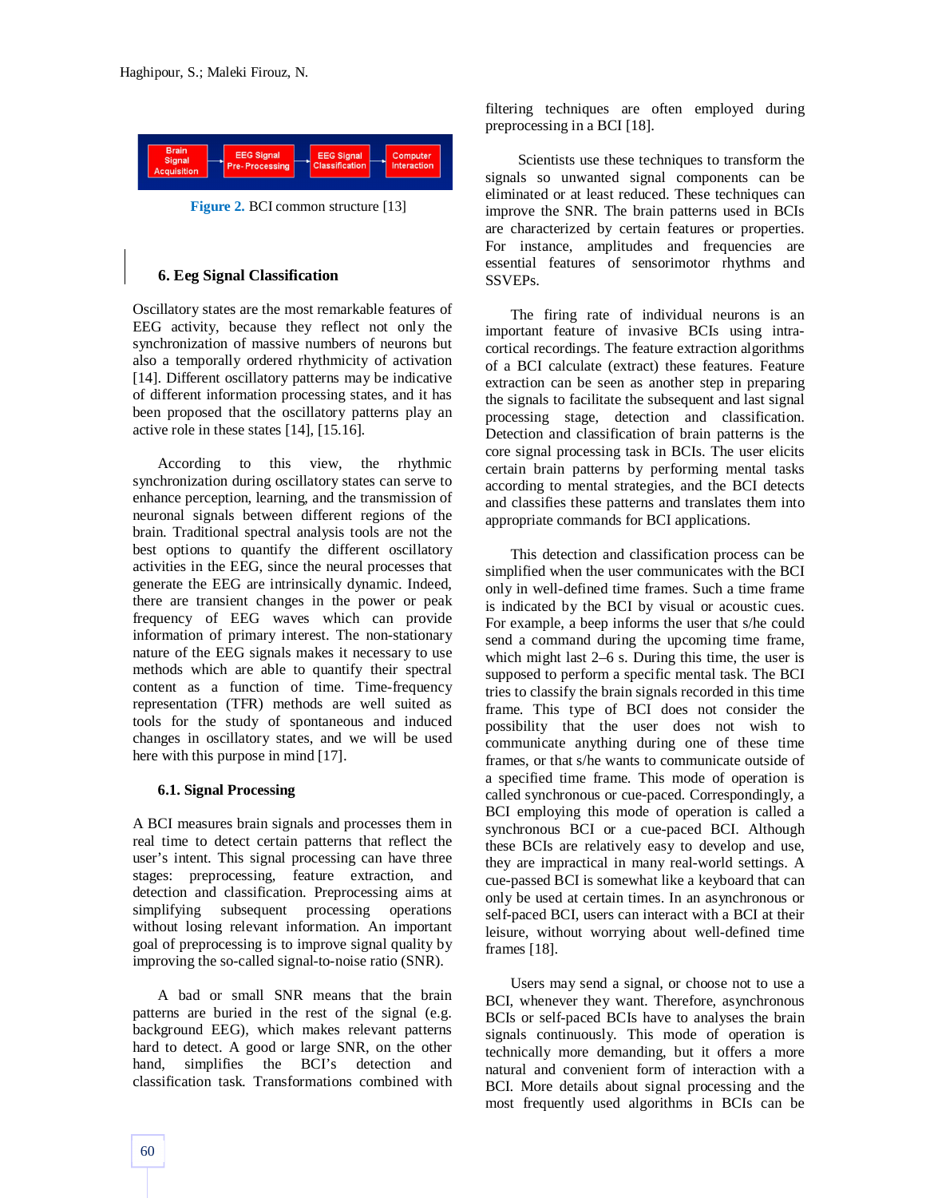Brain Signal Acquisition

EEG Signal Pre-Processing

EEG Signal Classification

Computer Interaction

**Figure 2.** BCI common structure [13]

## 6. Eeg Signal Classification

Oscillatory states are the most remarkable features of EEG activity, because they reflect not only the synchronization of massive numbers of neurons but also a temporally ordered rhythmicity of activation [14]. Different oscillatory patterns may be indicative of different information processing states, and it has been proposed that the oscillatory patterns play an active role in these states [14], [15.16].

According to this view, the rhythmic synchronization during oscillatory states can serve to enhance perception, learning, and the transmission of neuronal signals between different regions of the brain. Traditional spectral analysis tools are not the best options to quantify the different oscillatory activities in the EEG, since the neural processes that generate the EEG are intrinsically dynamic. Indeed, there are transient changes in the power or peak frequency of EEG waves which can provide information of primary interest. The non-stationary nature of the EEG signals makes it necessary to use methods which are able to quantify their spectral content as a function of time. Time-frequency representation (TFR) methods are well suited as tools for the study of spontaneous and induced changes in oscillatory states, and we will be used here with this purpose in mind [17].

### 6.1. Signal Processing

A BCI measures brain signals and processes them in real time to detect certain patterns that reflect the user's intent. This signal processing can have three stages: preprocessing, feature extraction, and detection and classification. Preprocessing aims at simplifying subsequent processing operations without losing relevant information. An important goal of preprocessing is to improve signal quality by improving the so-called signal-to-noise ratio (SNR).

A bad or small SNR means that the brain patterns are buried in the rest of the signal (e.g. background EEG), which makes relevant patterns hard to detect. A good or large SNR, on the other hand, simplifies the BCI's detection and classification task. Transformations combined with filtering techniques are often employed during preprocessing in a BCI [18].

Scientists use these techniques to transform the signals so unwanted signal components can be eliminated or at least reduced. These techniques can improve the SNR. The brain patterns used in BCIs are characterized by certain features or properties. For instance, amplitudes and frequencies are essential features of sensorimotor rhythms and SSVEPs.

The firing rate of individual neurons is an important feature of invasive BCIs using intra-cortical recordings. The feature extraction algorithms of a BCI calculate (extract) these features. Feature extraction can be seen as another step in preparing the signals to facilitate the subsequent and last signal processing stage, detection and classification. Detection and classification of brain patterns is the core signal processing task in BCIs. The user elicits certain brain patterns by performing mental tasks according to mental strategies, and the BCI detects and classifies these patterns and translates them into appropriate commands for BCI applications.

This detection and classification process can be simplified when the user communicates with the BCI only in well-defined time frames. Such a time frame is indicated by the BCI by visual or acoustic cues. For example, a beep informs the user that s/he could send a command during the upcoming time frame, which might last 2–6 s. During this time, the user is supposed to perform a specific mental task. The BCI tries to classify the brain signals recorded in this time frame. This type of BCI does not consider the possibility that the user does not wish to communicate anything during one of these time frames, or that s/he wants to communicate outside of a specified time frame. This mode of operation is called synchronous or cue-paced. Correspondingly, a BCI employing this mode of operation is called a synchronous BCI or a cue-paced BCI. Although these BCIs are relatively easy to develop and use, they are impractical in many real-world settings. A cue-passed BCI is somewhat like a keyboard that can only be used at certain times. In an asynchronous or self-paced BCI, users can interact with a BCI at their leisure, without worrying about well-defined time frames [18].

Users may send a signal, or choose not to use a BCI, whenever they want. Therefore, asynchronous BCIs or self-paced BCIs have to analyses the brain signals continuously. This mode of operation is technically more demanding, but it offers a more natural and convenient form of interaction with a BCI. More details about signal processing and the most frequently used algorithms in BCIs can be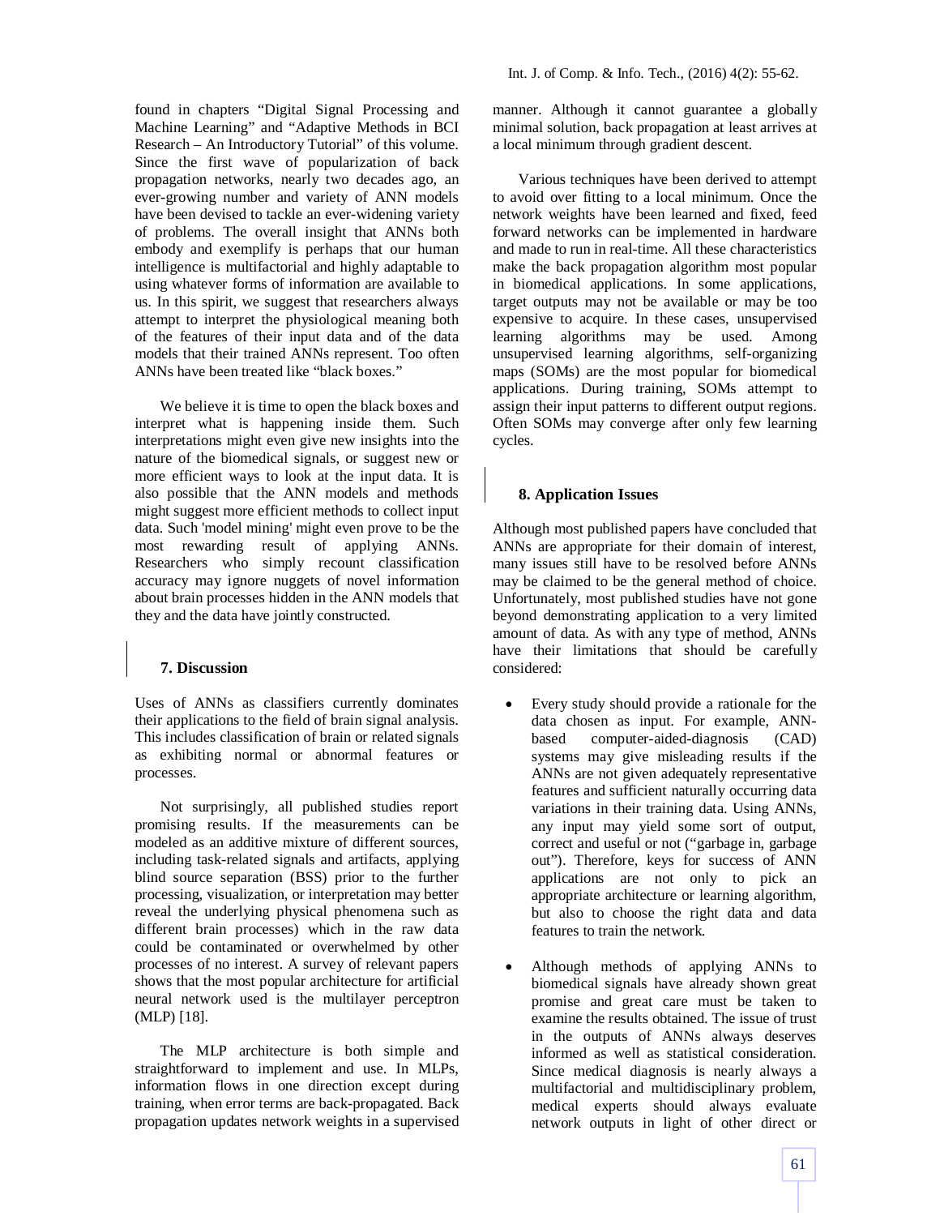found in chapters "Digital Signal Processing and Machine Learning" and "Adaptive Methods in BCI Research – An Introductory Tutorial" of this volume. Since the first wave of popularization of back propagation networks, nearly two decades ago, an ever-growing number and variety of ANN models have been devised to tackle an ever-widening variety of problems. The overall insight that ANNs both embody and exemplify is perhaps that our human intelligence is multifactorial and highly adaptable to using whatever forms of information are available to us. In this spirit, we suggest that researchers always attempt to interpret the physiological meaning both of the features of their input data and of the data models that their trained ANNs represent. Too often ANNs have been treated like "black boxes."

We believe it is time to open the black boxes and interpret what is happening inside them. Such interpretations might even give new insights into the nature of the biomedical signals, or suggest new or more efficient ways to look at the input data. It is also possible that the ANN models and methods might suggest more efficient methods to collect input data. Such 'model mining' might even prove to be the most rewarding result of applying ANNs. Researchers who simply recount classification accuracy may ignore nuggets of novel information about brain processes hidden in the ANN models that they and the data have jointly constructed.

## 7. Discussion

Uses of ANNs as classifiers currently dominates their applications to the field of brain signal analysis. This includes classification of brain or related signals as exhibiting normal or abnormal features or processes.

Not surprisingly, all published studies report promising results. If the measurements can be modeled as an additive mixture of different sources, including task-related signals and artifacts, applying blind source separation (BSS) prior to the further processing, visualization, or interpretation may better reveal the underlying physical phenomena such as different brain processes) which in the raw data could be contaminated or overwhelmed by other processes of no interest. A survey of relevant papers shows that the most popular architecture for artificial neural network used is the multilayer perceptron (MLP) [18].

The MLP architecture is both simple and straightforward to implement and use. In MLPs, information flows in one direction except during training, when error terms are back-propagated. Back propagation updates network weights in a supervised manner. Although it cannot guarantee a globally minimal solution, back propagation at least arrives at a local minimum through gradient descent.

Various techniques have been derived to attempt to avoid over fitting to a local minimum. Once the network weights have been learned and fixed, feed forward networks can be implemented in hardware and made to run in real-time. All these characteristics make the back propagation algorithm most popular in biomedical applications. In some applications, target outputs may not be available or may be too expensive to acquire. In these cases, unsupervised learning algorithms may be used. Among unsupervised learning algorithms, self-organizing maps (SOMs) are the most popular for biomedical applications. During training, SOMs attempt to assign their input patterns to different output regions. Often SOMs may converge after only few learning cycles.

## 8. Application Issues

Although most published papers have concluded that ANNs are appropriate for their domain of interest, many issues still have to be resolved before ANNs may be claimed to be the general method of choice. Unfortunately, most published studies have not gone beyond demonstrating application to a very limited amount of data. As with any type of method, ANNs have their limitations that should be carefully considered:

- Every study should provide a rationale for the data chosen as input. For example, ANN-based computer-aided-diagnosis (CAD) systems may give misleading results if the ANNs are not given adequately representative features and sufficient naturally occurring data variations in their training data. Using ANNs, any input may yield some sort of output, correct and useful or not ("garbage in, garbage out"). Therefore, keys for success of ANN applications are not only to pick an appropriate architecture or learning algorithm, but also to choose the right data and data features to train the network.

- Although methods of applying ANNs to biomedical signals have already shown great promise and great care must be taken to examine the results obtained. The issue of trust in the outputs of ANNs always deserves informed as well as statistical consideration. Since medical diagnosis is nearly always a multifactorial and multidisciplinary problem, medical experts should always evaluate network outputs in light of other direct or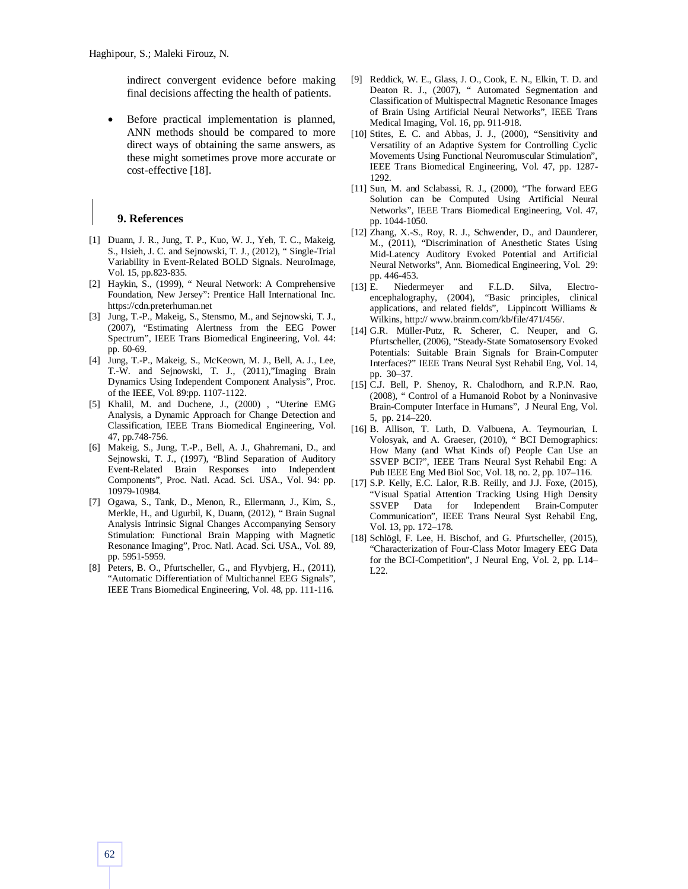indirect convergent evidence before making final decisions affecting the health of patients.

- Before practical implementation is planned, ANN methods should be compared to more direct ways of obtaining the same answers, as these might sometimes prove more accurate or cost-effective [18].

## 9. References

[1] Duann, J. R., Jung, T. P., Kuo, W. J., Yeh, T. C., Makeig, S., Hsieh, J. C. and Sejnowski, T. J., (2012), " Single-Trial Variability in Event-Related BOLD Signals. NeuroImage, Vol. 15, pp.823-835.

[2] Haykin, S., (1999), " Neural Network: A Comprehensive Foundation, New Jersey": Prentice Hall International Inc. https://cdn.preterhuman.net

[3] Jung, T.-P., Makeig, S., Stensmo, M., and Sejnowski, T. J., (2007), "Estimating Alertness from the EEG Power Spectrum", IEEE Trans Biomedical Engineering, Vol. 44: pp. 60-69.

[4] Jung, T.-P., Makeig, S., McKeown, M. J., Bell, A. J., Lee, T.-W. and Sejnowski, T. J., (2011),"Imaging Brain Dynamics Using Independent Component Analysis", Proc. of the IEEE, Vol. 89:pp. 1107-1122.

[5] Khalil, M. and Duchene, J., (2000) , "Uterine EMG Analysis, a Dynamic Approach for Change Detection and Classification, IEEE Trans Biomedical Engineering, Vol. 47, pp.748-756.

[6] Makeig, S., Jung, T.-P., Bell, A. J., Ghahremani, D., and Sejnowski, T. J., (1997), "Blind Separation of Auditory Event-Related Brain Responses into Independent Components", Proc. Natl. Acad. Sci. USA., Vol. 94: pp. 10979-10984.

[7] Ogawa, S., Tank, D., Menon, R., Ellermann, J., Kim, S., Merkle, H., and Ugurbil, K, Duann, (2012), " Brain Sugnal Analysis Intrinsic Signal Changes Accompanying Sensory Stimulation: Functional Brain Mapping with Magnetic Resonance Imaging", Proc. Natl. Acad. Sci. USA., Vol. 89, pp. 5951-5959.

[8] Peters, B. O., Pfurtscheller, G., and Flyvbjerg, H., (2011), "Automatic Differentiation of Multichannel EEG Signals", IEEE Trans Biomedical Engineering, Vol. 48, pp. 111-116.

[9] Reddick, W. E., Glass, J. O., Cook, E. N., Elkin, T. D. and Deaton R. J., (2007), " Automated Segmentation and Classification of Multispectral Magnetic Resonance Images of Brain Using Artificial Neural Networks", IEEE Trans Medical Imaging, Vol. 16, pp. 911-918.

[10] Stites, E. C. and Abbas, J. J., (2000), "Sensitivity and Versatility of an Adaptive System for Controlling Cyclic Movements Using Functional Neuromuscular Stimulation", IEEE Trans Biomedical Engineering, Vol. 47, pp. 1287-1292.

[11] Sun, M. and Sclabassi, R. J., (2000), "The forward EEG Solution can be Computed Using Artificial Neural Networks", IEEE Trans Biomedical Engineering, Vol. 47, pp. 1044-1050.

[12] Zhang, X.-S., Roy, R. J., Schwender, D., and Daunderer, M., (2011), "Discrimination of Anesthetic States Using Mid-Latency Auditory Evoked Potential and Artificial Neural Networks", Ann. Biomedical Engineering, Vol. 29: pp. 446-453.

[13] E. Niedermeyer and F.L.D. Silva, Electro-encephalography, (2004), "Basic principles, clinical applications, and related fields", Lippincott Williams & Wilkins, http:// www.brainm.com/kb/file/471/456/.

[14] G.R. Müller-Putz, R. Scherer, C. Neuper, and G. Pfurtscheller, (2006), "Steady-State Somatosensory Evoked Potentials: Suitable Brain Signals for Brain-Computer Interfaces?" IEEE Trans Neural Syst Rehabil Eng, Vol. 14, pp. 30–37.

[15] C.J. Bell, P. Shenoy, R. Chalodhorn, and R.P.N. Rao, (2008), " Control of a Humanoid Robot by a Noninvasive Brain-Computer Interface in Humans", J Neural Eng, Vol. 5, pp. 214–220.

[16] B. Allison, T. Luth, D. Valbuena, A. Teymourian, I. Volosyak, and A. Graeser, (2010), " BCI Demographics: How Many (and What Kinds of) People Can Use an SSVEP BCI?", IEEE Trans Neural Syst Rehabil Eng: A Pub IEEE Eng Med Biol Soc, Vol. 18, no. 2, pp. 107–116.

[17] S.P. Kelly, E.C. Lalor, R.B. Reilly, and J.J. Foxe, (2015), "Visual Spatial Attention Tracking Using High Density SSVEP Data for Independent Brain-Computer Communication", IEEE Trans Neural Syst Rehabil Eng, Vol. 13, pp. 172–178.

[18] Schlögl, F. Lee, H. Bischof, and G. Pfurtscheller, (2015), "Characterization of Four-Class Motor Imagery EEG Data for the BCI-Competition", J Neural Eng, Vol. 2, pp. L14–L22.